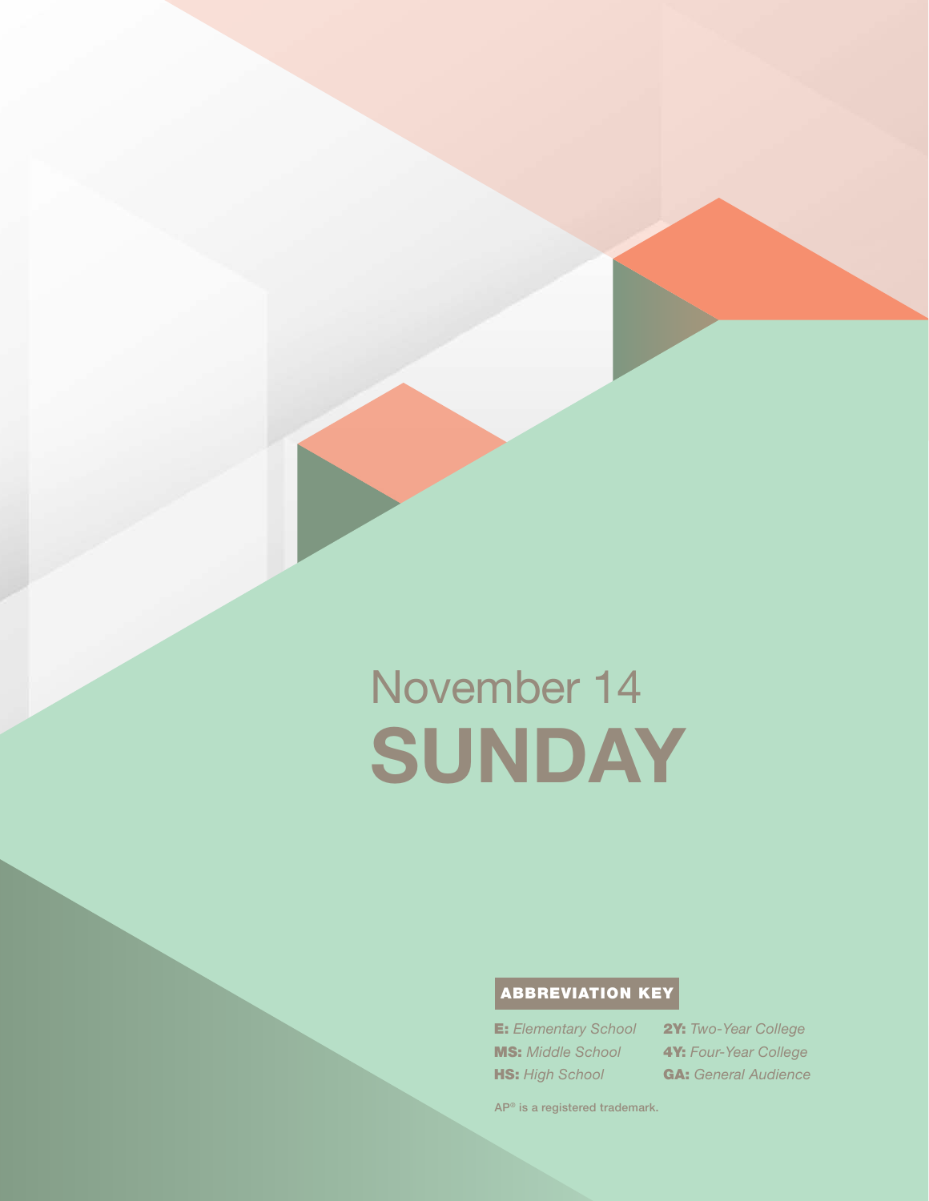November 14

# SUNDAY

## ABBREVIATION KEY

**E:** *Elementary School*
**MS:** *Middle School*
**HS:** *High School*
**2Y:** *Two-Year College*
**4Y:** *Four-Year College*
**GA:** *General Audience*

AP® is a registered trademark.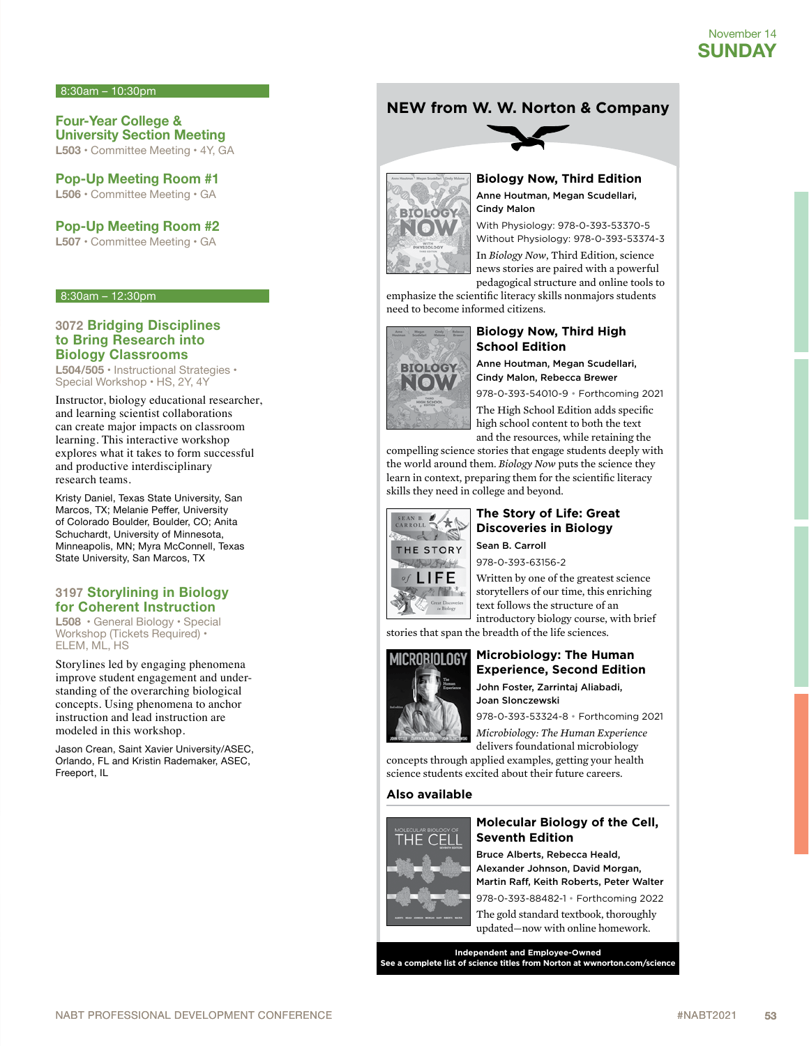November 14
**SUNDAY**

8:30am – 10:30pm

### Four-Year College & University Section Meeting

L503 • Committee Meeting • 4Y, GA

### Pop-Up Meeting Room #1

L506 • Committee Meeting • GA

### Pop-Up Meeting Room #2

L507 • Committee Meeting • GA

8:30am – 12:30pm

### 3072 Bridging Disciplines to Bring Research into Biology Classrooms

L504/505 • Instructional Strategies • Special Workshop • HS, 2Y, 4Y

Instructor, biology educational researcher, and learning scientist collaborations can create major impacts on classroom learning. This interactive workshop explores what it takes to form successful and productive interdisciplinary research teams.

Kristy Daniel, Texas State University, San Marcos, TX; Melanie Peffer, University of Colorado Boulder, Boulder, CO; Anita Schuchardt, University of Minnesota, Minneapolis, MN; Myra McConnell, Texas State University, San Marcos, TX

### 3197 Storylining in Biology for Coherent Instruction

L508 • General Biology • Special Workshop (Tickets Required) • ELEM, ML, HS

Storylines led by engaging phenomena improve student engagement and understanding of the overarching biological concepts. Using phenomena to anchor instruction and lead instruction are modeled in this workshop.

Jason Crean, Saint Xavier University/ASEC, Orlando, FL and Kristin Rademaker, ASEC, Freeport, IL

## NEW from W. W. Norton & Company

**Biology Now, Third Edition**
**Anne Houtman, Megan Scudellari, Cindy Malon**
With Physiology: 978-0-393-53370-5
Without Physiology: 978-0-393-53374-3

In *Biology Now*, Third Edition, science news stories are paired with a powerful pedagogical structure and online tools to emphasize the scientific literacy skills nonmajors students need to become informed citizens.

**Biology Now, Third High School Edition**
**Anne Houtman, Megan Scudellari, Cindy Malon, Rebecca Brewer**
978-0-393-54010-9 • Forthcoming 2021

The High School Edition adds specific high school content to both the text and the resources, while retaining the compelling science stories that engage students deeply with the world around them. *Biology Now* puts the science they learn in context, preparing them for the scientific literacy skills they need in college and beyond.

**The Story of Life: Great Discoveries in Biology**
**Sean B. Carroll**
978-0-393-63156-2

Written by one of the greatest science storytellers of our time, this enriching text follows the structure of an introductory biology course, with brief stories that span the breadth of the life sciences.

**Microbiology: The Human Experience, Second Edition**
**John Foster, Zarrintaj Aliabadi, Joan Slonczewski**
978-0-393-53324-8 • Forthcoming 2021

*Microbiology: The Human Experience* delivers foundational microbiology concepts through applied examples, getting your health science students excited about their future careers.

### Also available

**Molecular Biology of the Cell, Seventh Edition**
**Bruce Alberts, Rebecca Heald, Alexander Johnson, David Morgan, Martin Raff, Keith Roberts, Peter Walter**
978-0-393-88482-1 • Forthcoming 2022

The gold standard textbook, thoroughly updated—now with online homework.

**Independent and Employee-Owned**
**See a complete list of science titles from Norton at wwnorton.com/science**